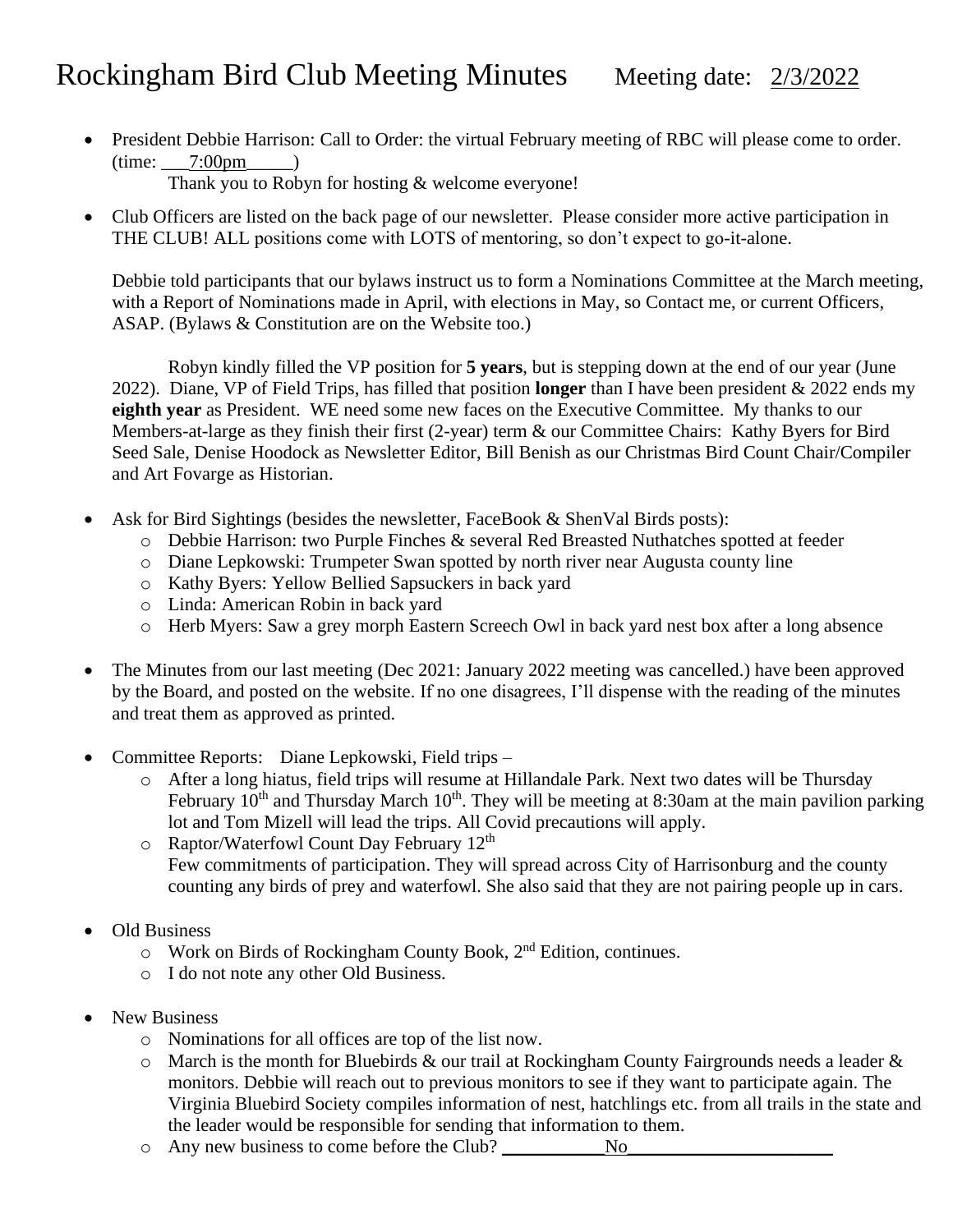# Rockingham Bird Club Meeting Minutes  Meeting date: 2/3/2022

- President Debbie Harrison: Call to Order: the virtual February meeting of RBC will please come to order. (time: ___7:00pm_____)

    Thank you to Robyn for hosting & welcome everyone!

- Club Officers are listed on the back page of our newsletter. Please consider more active participation in THE CLUB! ALL positions come with LOTS of mentoring, so don't expect to go-it-alone.

    Debbie told participants that our bylaws instruct us to form a Nominations Committee at the March meeting, with a Report of Nominations made in April, with elections in May, so Contact me, or current Officers, ASAP. (Bylaws & Constitution are on the Website too.)

    Robyn kindly filled the VP position for **5 years**, but is stepping down at the end of our year (June 2022). Diane, VP of Field Trips, has filled that position **longer** than I have been president & 2022 ends my **eighth year** as President. WE need some new faces on the Executive Committee. My thanks to our Members-at-large as they finish their first (2-year) term & our Committee Chairs: Kathy Byers for Bird Seed Sale, Denise Hoodock as Newsletter Editor, Bill Benish as our Christmas Bird Count Chair/Compiler and Art Fovarge as Historian.

- Ask for Bird Sightings (besides the newsletter, FaceBook & ShenVal Birds posts):
    - Debbie Harrison: two Purple Finches & several Red Breasted Nuthatches spotted at feeder
    - Diane Lepkowski: Trumpeter Swan spotted by north river near Augusta county line
    - Kathy Byers: Yellow Bellied Sapsuckers in back yard
    - Linda: American Robin in back yard
    - Herb Myers: Saw a grey morph Eastern Screech Owl in back yard nest box after a long absence

- The Minutes from our last meeting (Dec 2021: January 2022 meeting was cancelled.) have been approved by the Board, and posted on the website. If no one disagrees, I'll dispense with the reading of the minutes and treat them as approved as printed.

- Committee Reports: Diane Lepkowski, Field trips –
    - After a long hiatus, field trips will resume at Hillandale Park. Next two dates will be Thursday February 10th and Thursday March 10th. They will be meeting at 8:30am at the main pavilion parking lot and Tom Mizell will lead the trips. All Covid precautions will apply.
    - Raptor/Waterfowl Count Day February 12th
      Few commitments of participation. They will spread across City of Harrisonburg and the county counting any birds of prey and waterfowl. She also said that they are not pairing people up in cars.

- Old Business
    - Work on Birds of Rockingham County Book, 2nd Edition, continues.
    - I do not note any other Old Business.

- New Business
    - Nominations for all offices are top of the list now.
    - March is the month for Bluebirds & our trail at Rockingham County Fairgrounds needs a leader & monitors. Debbie will reach out to previous monitors to see if they want to participate again. The Virginia Bluebird Society compiles information of nest, hatchlings etc. from all trails in the state and the leader would be responsible for sending that information to them.
    - Any new business to come before the Club? ___________No______________________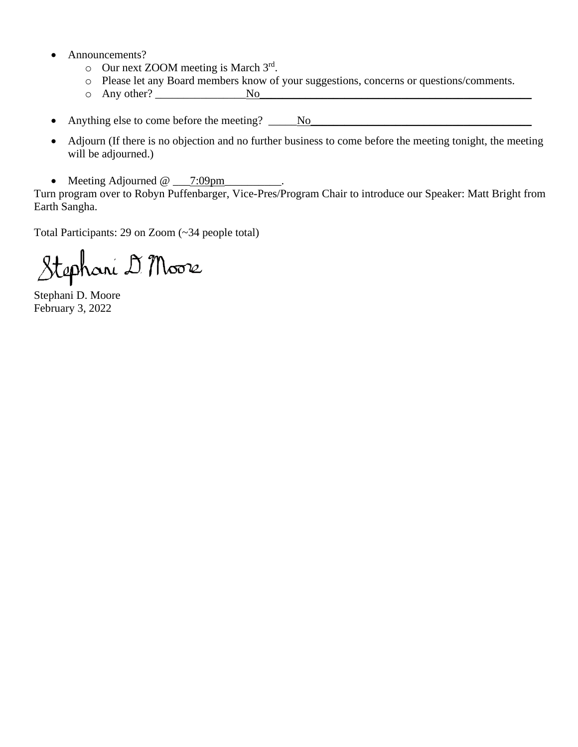- Announcements?
  - Our next ZOOM meeting is March 3rd.
  - Please let any Board members know of your suggestions, concerns or questions/comments.
  - Any other? ________________No________________________________________________

- Anything else to come before the meeting? _____No_____________________________________

- Adjourn (If there is no objection and no further business to come before the meeting tonight, the meeting will be adjourned.)

- Meeting Adjourned @ ___7:09pm__________.

Turn program over to Robyn Puffenbarger, Vice-Pres/Program Chair to introduce our Speaker: Matt Bright from Earth Sangha.

Total Participants: 29 on Zoom (~34 people total)

Stephani D Moore

Stephani D. Moore
February 3, 2022